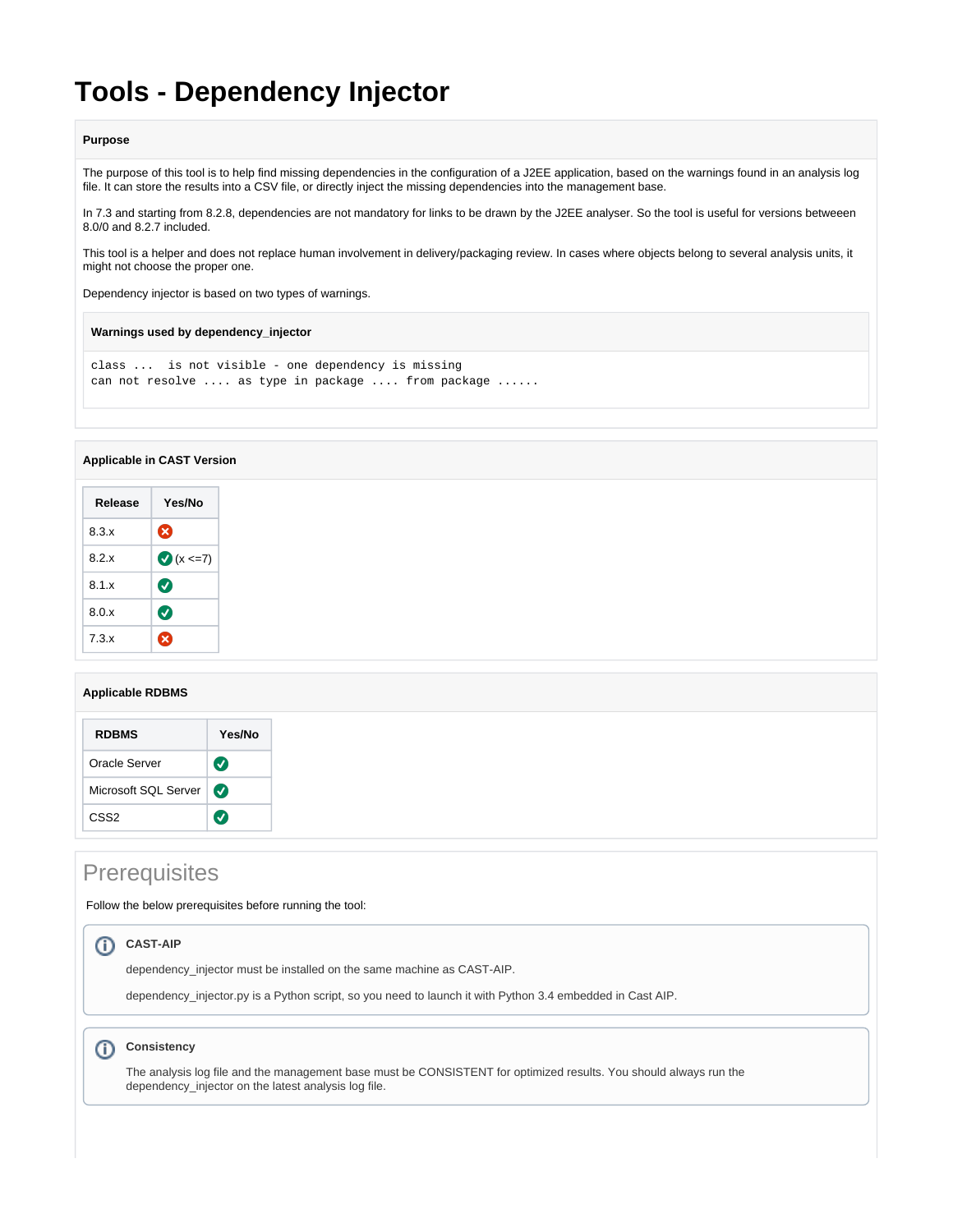# Tools - Dependency Injector

**Purpose**

The purpose of this tool is to help find missing dependencies in the configuration of a J2EE application, based on the warnings found in an analysis log file. It can store the results into a CSV file, or directly inject the missing dependencies into the management base.

In 7.3 and starting from 8.2.8, dependencies are not mandatory for links to be drawn by the J2EE analyser. So the tool is useful for versions betweeen 8.0/0 and 8.2.7 included.

This tool is a helper and does not replace human involvement in delivery/packaging review. In cases where objects belong to several analysis units, it might not choose the proper one.

Dependency injector is based on two types of warnings.

**Warnings used by dependency_injector**

```
class ...  is not visible - one dependency is missing
can not resolve .... as type in package .... from package ......
```

**Applicable in CAST Version**

| Release | Yes/No |
| --- | --- |
| 8.3.x | ❌ |
| 8.2.x | ✅ (x <=7) |
| 8.1.x | ✅ |
| 8.0.x | ✅ |
| 7.3.x | ❌ |

**Applicable RDBMS**

| RDBMS | Yes/No |
| --- | --- |
| Oracle Server | ✅ |
| Microsoft SQL Server | ✅ |
| CSS2 | ✅ |

## Prerequisites

Follow the below prerequisites before running the tool:

**CAST-AIP**

dependency_injector must be installed on the same machine as CAST-AIP.

dependency_injector.py is a Python script, so you need to launch it with Python 3.4 embedded in Cast AIP.

**Consistency**

The analysis log file and the management base must be CONSISTENT for optimized results. You should always run the dependency_injector on the latest analysis log file.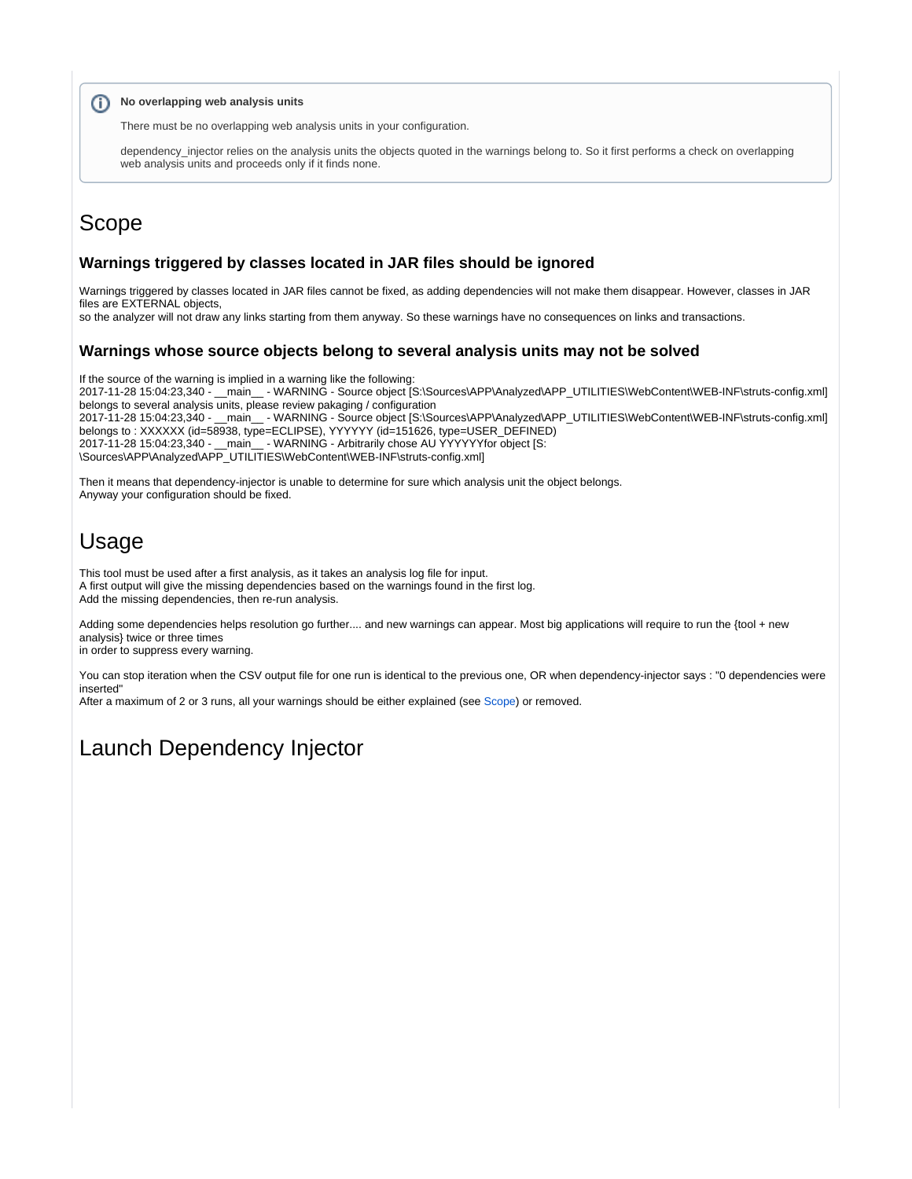> **No overlapping web analysis units**
>
> There must be no overlapping web analysis units in your configuration.
>
> dependency_injector relies on the analysis units the objects quoted in the warnings belong to. So it first performs a check on overlapping web analysis units and proceeds only if it finds none.

# Scope

### Warnings triggered by classes located in JAR files should be ignored

Warnings triggered by classes located in JAR files cannot be fixed, as adding dependencies will not make them disappear. However, classes in JAR files are EXTERNAL objects,
so the analyzer will not draw any links starting from them anyway. So these warnings have no consequences on links and transactions.

### Warnings whose source objects belong to several analysis units may not be solved

If the source of the warning is implied in a warning like the following:
2017-11-28 15:04:23,340 - __main__ - WARNING - Source object [S:\Sources\APP\Analyzed\APP_UTILITIES\WebContent\WEB-INF\struts-config.xml] belongs to several analysis units, please review pakaging / configuration
2017-11-28 15:04:23,340 - __main__ - WARNING - Source object [S:\Sources\APP\Analyzed\APP_UTILITIES\WebContent\WEB-INF\struts-config.xml] belongs to : XXXXXX (id=58938, type=ECLIPSE), YYYYYY (id=151626, type=USER_DEFINED)
2017-11-28 15:04:23,340 - __main__ - WARNING - Arbitrarily chose AU YYYYYYfor object [S:\Sources\APP\Analyzed\APP_UTILITIES\WebContent\WEB-INF\struts-config.xml]

Then it means that dependency-injector is unable to determine for sure which analysis unit the object belongs.
Anyway your configuration should be fixed.

# Usage

This tool must be used after a first analysis, as it takes an analysis log file for input.
A first output will give the missing dependencies based on the warnings found in the first log.
Add the missing dependencies, then re-run analysis.

Adding some dependencies helps resolution go further.... and new warnings can appear. Most big applications will require to run the {tool + new analysis} twice or three times
in order to suppress every warning.

You can stop iteration when the CSV output file for one run is identical to the previous one, OR when dependency-injector says : "0 dependencies were inserted"
After a maximum of 2 or 3 runs, all your warnings should be either explained (see Scope) or removed.

# Launch Dependency Injector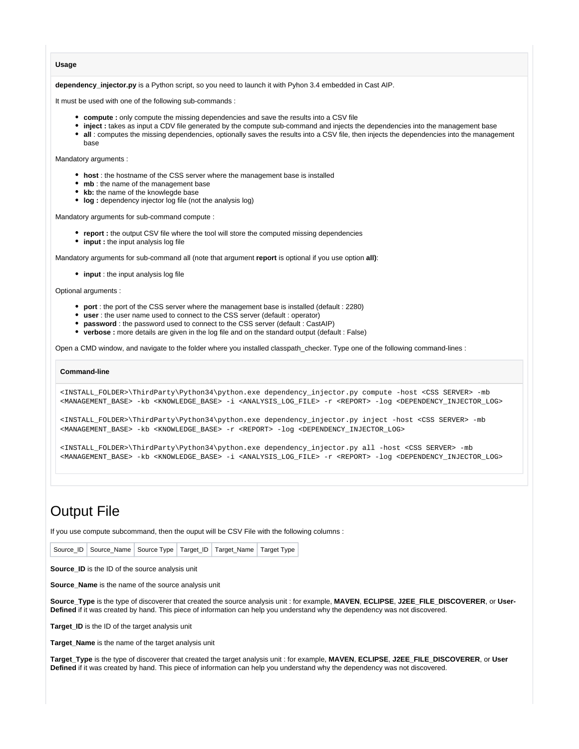**Usage**

**dependency_injector.py** is a Python script, so you need to launch it with Pyhon 3.4 embedded in Cast AIP.

It must be used with one of the following sub-commands :

- **compute :** only compute the missing dependencies and save the results into a CSV file
- **inject :** takes as input a CDV file generated by the compute sub-command and injects the dependencies into the management base
- **all** : computes the missing dependencies, optionally saves the results into a CSV file, then injects the dependencies into the management base

Mandatory arguments :

- **host** : the hostname of the CSS server where the management base is installed
- **mb** : the name of the management base
- **kb:** the name of the knowlegde base
- **log :** dependency injector log file (not the analysis log)

Mandatory arguments for sub-command compute :

- **report :** the output CSV file where the tool will store the computed missing dependencies
- **input :** the input analysis log file

Mandatory arguments for sub-command all (note that argument **report** is optional if you use option **all)**:

- **input** : the input analysis log file

Optional arguments :

- **port** : the port of the CSS server where the management base is installed (default : 2280)
- **user** : the user name used to connect to the CSS server (default : operator)
- **password** : the password used to connect to the CSS server (default : CastAIP)
- **verbose :** more details are given in the log file and on the standard output (default : False)

Open a CMD window, and navigate to the folder where you installed classpath_checker. Type one of the following command-lines :

**Command-line**

```
<INSTALL_FOLDER>\ThirdParty\Python34\python.exe dependency_injector.py compute -host <CSS SERVER> -mb <MANAGEMENT_BASE> -kb <KNOWLEDGE_BASE> -i <ANALYSIS_LOG_FILE> -r <REPORT> -log <DEPENDENCY_INJECTOR_LOG>

<INSTALL_FOLDER>\ThirdParty\Python34\python.exe dependency_injector.py inject -host <CSS SERVER> -mb <MANAGEMENT_BASE> -kb <KNOWLEDGE_BASE> -r <REPORT> -log <DEPENDENCY_INJECTOR_LOG>

<INSTALL_FOLDER>\ThirdParty\Python34\python.exe dependency_injector.py all -host <CSS SERVER> -mb <MANAGEMENT_BASE> -kb <KNOWLEDGE_BASE> -i <ANALYSIS_LOG_FILE> -r <REPORT> -log <DEPENDENCY_INJECTOR_LOG>
```

# Output File

If you use compute subcommand, then the ouput will be CSV File with the following columns :

| Source_ID | Source_Name | Source Type | Target_ID | Target_Name | Target Type |
|---|---|---|---|---|---|

**Source_ID** is the ID of the source analysis unit

**Source_Name** is the name of the source analysis unit

**Source_Type** is the type of discoverer that created the source analysis unit : for example, **MAVEN**, **ECLIPSE**, **J2EE_FILE_DISCOVERER**, or **User-Defined** if it was created by hand. This piece of information can help you understand why the dependency was not discovered.

**Target_ID** is the ID of the target analysis unit

**Target_Name** is the name of the target analysis unit

**Target_Type** is the type of discoverer that created the target analysis unit : for example, **MAVEN**, **ECLIPSE**, **J2EE_FILE_DISCOVERER**, or **User Defined** if it was created by hand. This piece of information can help you understand why the dependency was not discovered.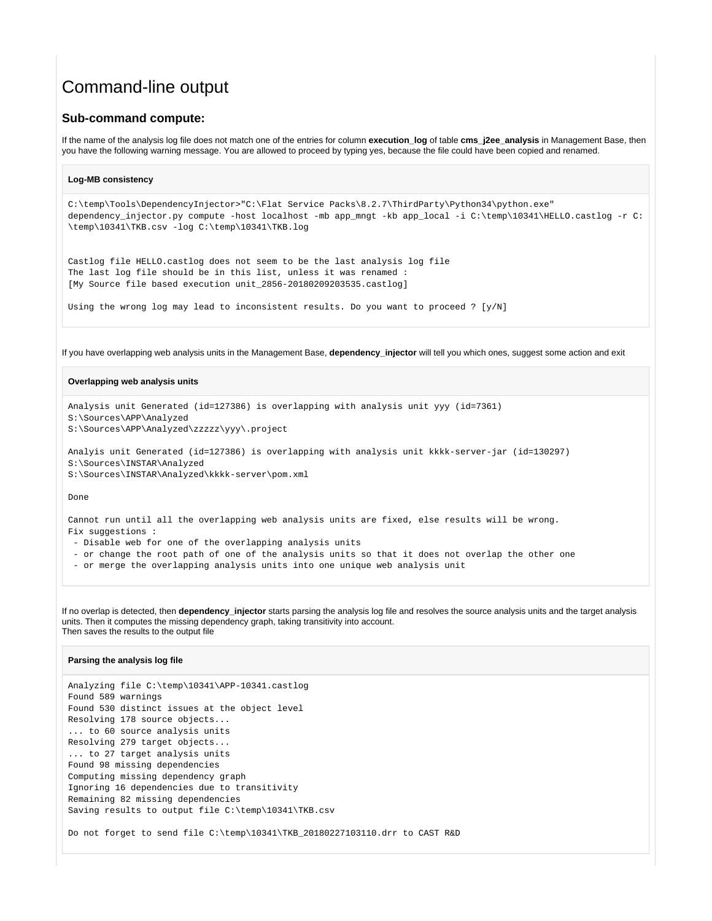# Command-line output

## Sub-command compute:

If the name of the analysis log file does not match one of the entries for column **execution_log** of table **cms_j2ee_analysis** in Management Base, then you have the following warning message. You are allowed to proceed by typing yes, because the file could have been copied and renamed.

**Log-MB consistency**

```
C:\temp\Tools\DependencyInjector>"C:\Flat Service Packs\8.2.7\ThirdParty\Python34\python.exe"
dependency_injector.py compute -host localhost -mb app_mngt -kb app_local -i C:\temp\10341\HELLO.castlog -r C:
\temp\10341\TKB.csv -log C:\temp\10341\TKB.log


Castlog file HELLO.castlog does not seem to be the last analysis log file
The last log file should be in this list, unless it was renamed :
[My Source file based execution unit_2856-20180209203535.castlog]

Using the wrong log may lead to inconsistent results. Do you want to proceed ? [y/N]
```

If you have overlapping web analysis units in the Management Base, **dependency_injector** will tell you which ones, suggest some action and exit

**Overlapping web analysis units**

```
Analysis unit Generated (id=127386) is overlapping with analysis unit yyy (id=7361)
S:\Sources\APP\Analyzed
S:\Sources\APP\Analyzed\zzzzz\yyy\.project

Analyis unit Generated (id=127386) is overlapping with analysis unit kkkk-server-jar (id=130297)
S:\Sources\INSTAR\Analyzed
S:\Sources\INSTAR\Analyzed\kkkk-server\pom.xml

Done

Cannot run until all the overlapping web analysis units are fixed, else results will be wrong.
Fix suggestions :
 - Disable web for one of the overlapping analysis units
 - or change the root path of one of the analysis units so that it does not overlap the other one
 - or merge the overlapping analysis units into one unique web analysis unit
```

If no overlap is detected, then **dependency_injector** starts parsing the analysis log file and resolves the source analysis units and the target analysis units. Then it computes the missing dependency graph, taking transitivity into account.
Then saves the results to the output file

**Parsing the analysis log file**

```
Analyzing file C:\temp\10341\APP-10341.castlog
Found 589 warnings
Found 530 distinct issues at the object level
Resolving 178 source objects...
... to 60 source analysis units
Resolving 279 target objects...
... to 27 target analysis units
Found 98 missing dependencies
Computing missing dependency graph
Ignoring 16 dependencies due to transitivity
Remaining 82 missing dependencies
Saving results to output file C:\temp\10341\TKB.csv

Do not forget to send file C:\temp\10341\TKB_20180227103110.drr to CAST R&D
```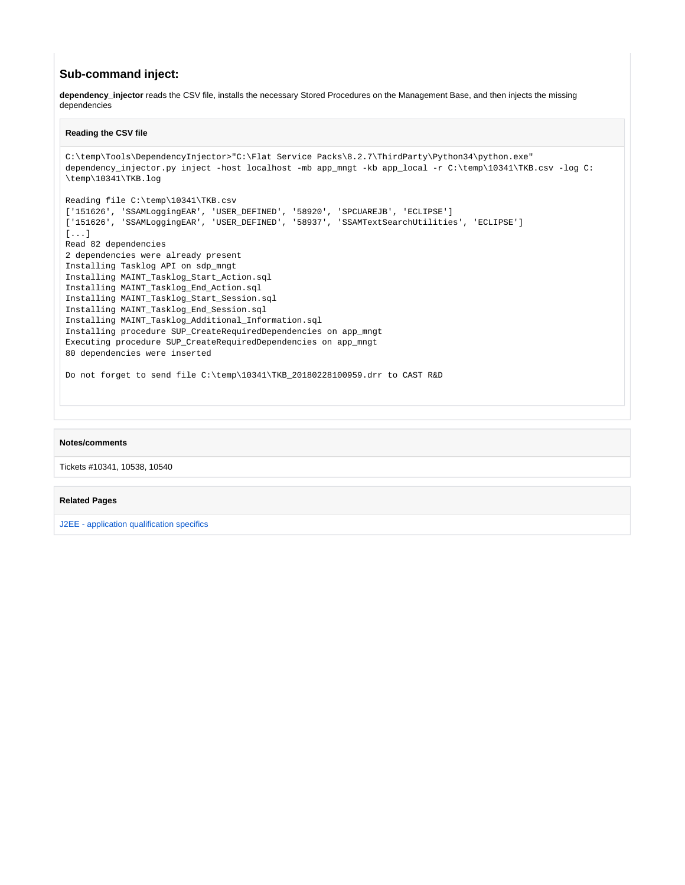## Sub-command inject:

**dependency_injector** reads the CSV file, installs the necessary Stored Procedures on the Management Base, and then injects the missing dependencies

**Reading the CSV file**

```
C:\temp\Tools\DependencyInjector>"C:\Flat Service Packs\8.2.7\ThirdParty\Python34\python.exe"
dependency_injector.py inject -host localhost -mb app_mngt -kb app_local -r C:\temp\10341\TKB.csv -log C:
\temp\10341\TKB.log

Reading file C:\temp\10341\TKB.csv
['151626', 'SSAMLoggingEAR', 'USER_DEFINED', '58920', 'SPCUAREJB', 'ECLIPSE']
['151626', 'SSAMLoggingEAR', 'USER_DEFINED', '58937', 'SSAMTextSearchUtilities', 'ECLIPSE']
[...]
Read 82 dependencies
2 dependencies were already present
Installing Tasklog API on sdp_mngt
Installing MAINT_Tasklog_Start_Action.sql
Installing MAINT_Tasklog_End_Action.sql
Installing MAINT_Tasklog_Start_Session.sql
Installing MAINT_Tasklog_End_Session.sql
Installing MAINT_Tasklog_Additional_Information.sql
Installing procedure SUP_CreateRequiredDependencies on app_mngt
Executing procedure SUP_CreateRequiredDependencies on app_mngt
80 dependencies were inserted

Do not forget to send file C:\temp\10341\TKB_20180228100959.drr to CAST R&D
```

**Notes/comments**

Tickets #10341, 10538, 10540

**Related Pages**

J2EE - application qualification specifics